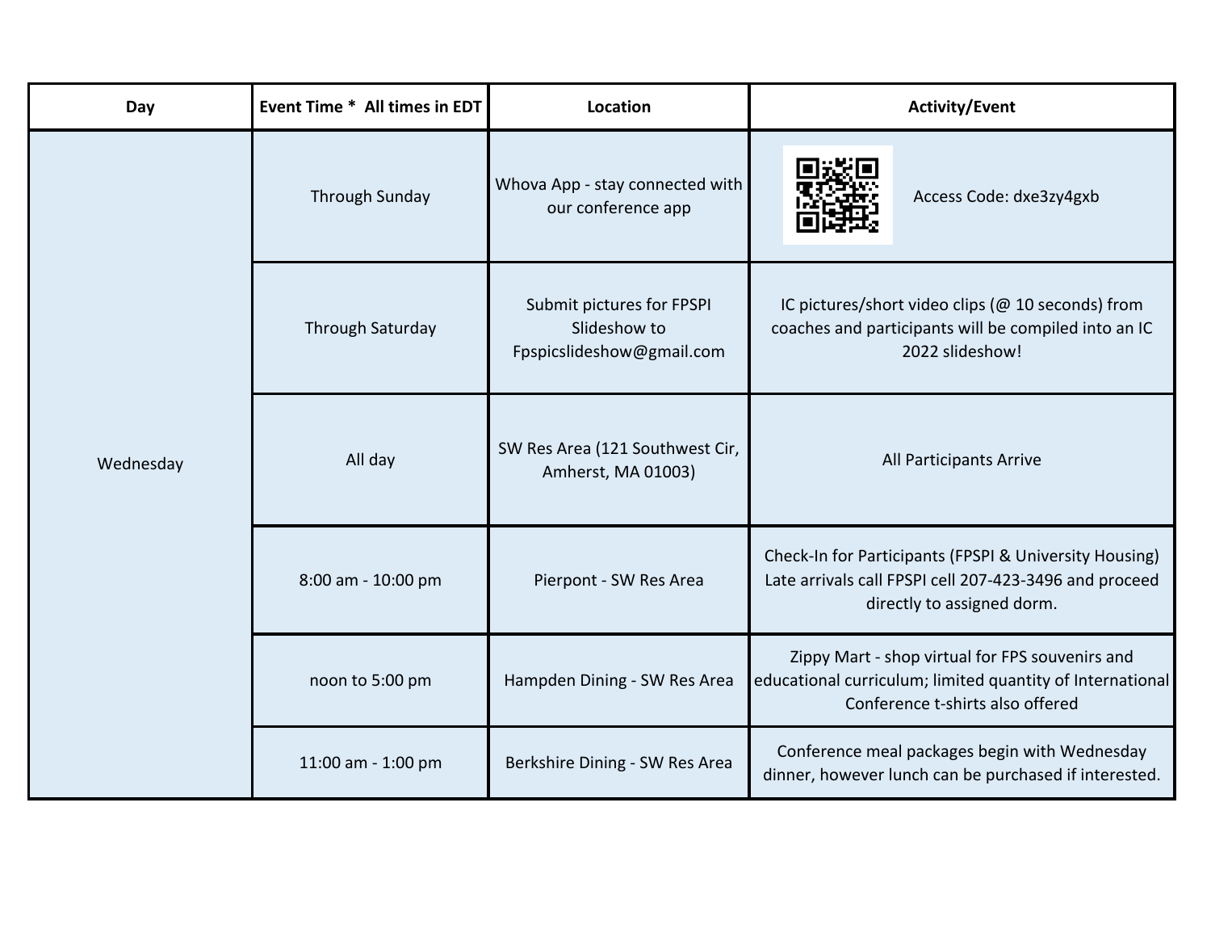| Day | Event Time * All times in EDT | Location | Activity/Event |
|---|---|---|---|
| Wednesday | Through Sunday | Whova App - stay connected with our conference app | Access Code: dxe3zy4gxb |
| | Through Saturday | Submit pictures for FPSPI Slideshow to Fpspicslideshow@gmail.com | IC pictures/short video clips (@ 10 seconds) from coaches and participants will be compiled into an IC 2022 slideshow! |
| | All day | SW Res Area (121 Southwest Cir, Amherst, MA 01003) | All Participants Arrive |
| | 8:00 am - 10:00 pm | Pierpont - SW Res Area | Check-In for Participants (FPSPI & University Housing) Late arrivals call FPSPI cell 207-423-3496 and proceed directly to assigned dorm. |
| | noon to 5:00 pm | Hampden Dining - SW Res Area | Zippy Mart - shop virtual for FPS souvenirs and educational curriculum; limited quantity of International Conference t-shirts also offered |
| | 11:00 am - 1:00 pm | Berkshire Dining - SW Res Area | Conference meal packages begin with Wednesday dinner, however lunch can be purchased if interested. |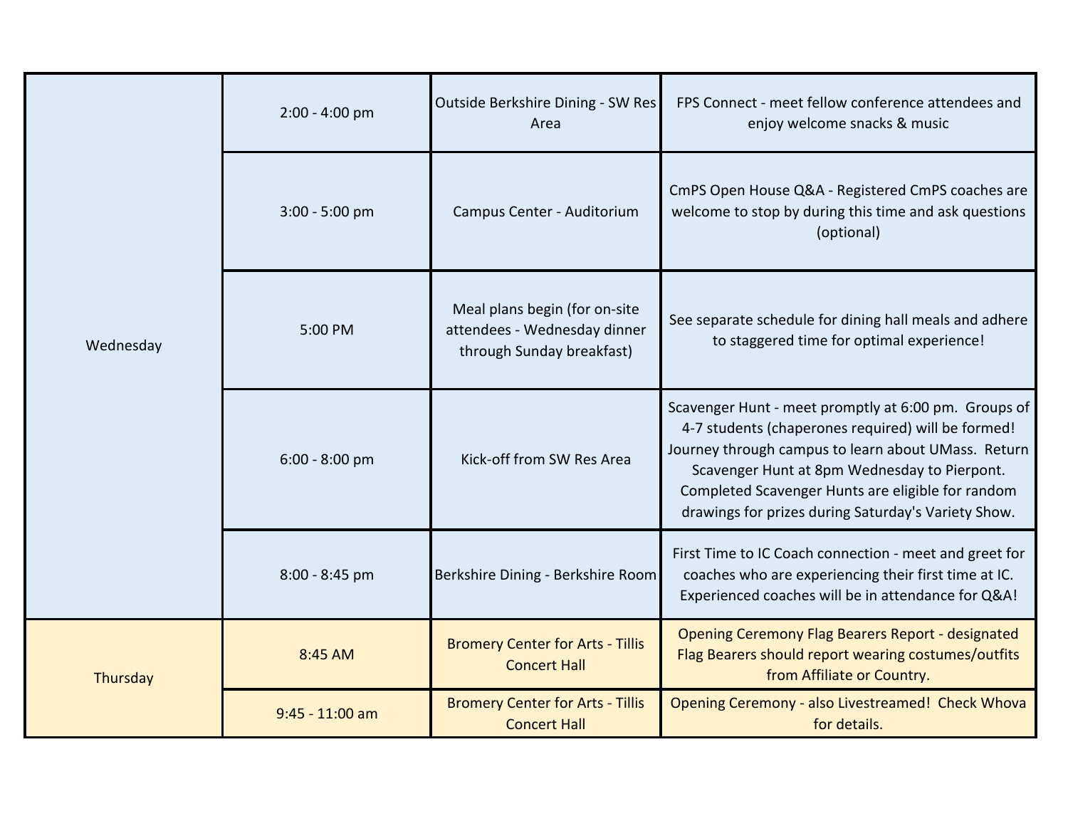| | | | |
|---|---|---|---|
| Wednesday | 2:00 - 4:00 pm | Outside Berkshire Dining - SW Res Area | FPS Connect - meet fellow conference attendees and enjoy welcome snacks & music |
| | 3:00 - 5:00 pm | Campus Center - Auditorium | CmPS Open House Q&A - Registered CmPS coaches are welcome to stop by during this time and ask questions (optional) |
| | 5:00 PM | Meal plans begin (for on-site attendees - Wednesday dinner through Sunday breakfast) | See separate schedule for dining hall meals and adhere to staggered time for optimal experience! |
| | 6:00 - 8:00 pm | Kick-off from SW Res Area | Scavenger Hunt - meet promptly at 6:00 pm. Groups of 4-7 students (chaperones required) will be formed! Journey through campus to learn about UMass. Return Scavenger Hunt at 8pm Wednesday to Pierpont. Completed Scavenger Hunts are eligible for random drawings for prizes during Saturday's Variety Show. |
| | 8:00 - 8:45 pm | Berkshire Dining - Berkshire Room | First Time to IC Coach connection - meet and greet for coaches who are experiencing their first time at IC. Experienced coaches will be in attendance for Q&A! |
| Thursday | 8:45 AM | Bromery Center for Arts - Tillis Concert Hall | Opening Ceremony Flag Bearers Report - designated Flag Bearers should report wearing costumes/outfits from Affiliate or Country. |
| | 9:45 - 11:00 am | Bromery Center for Arts - Tillis Concert Hall | Opening Ceremony - also Livestreamed! Check Whova for details. |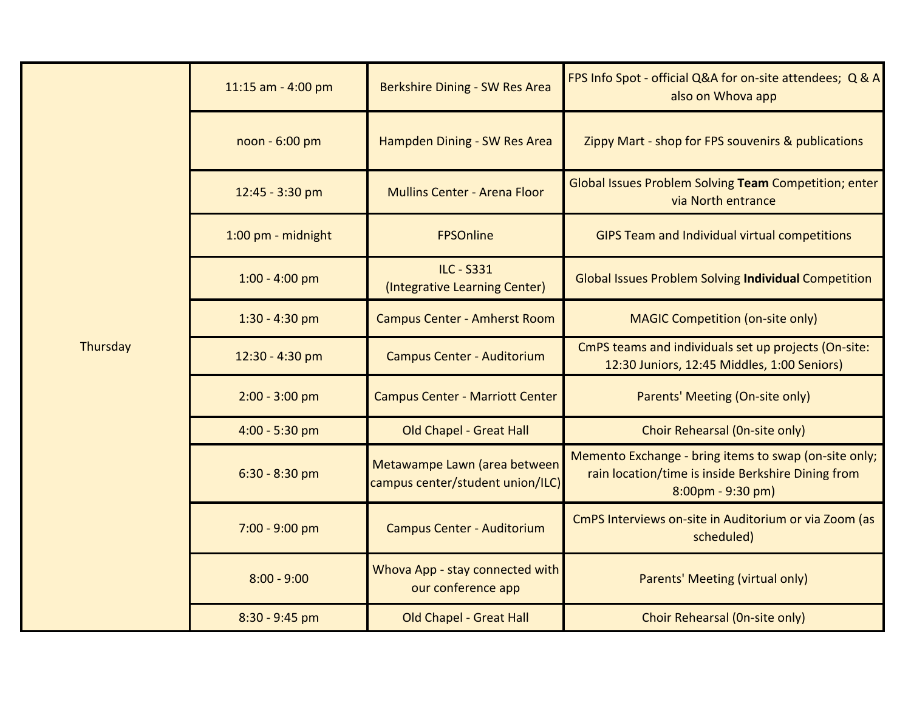| Thursday | 11:15 am - 4:00 pm | Berkshire Dining - SW Res Area | FPS Info Spot - official Q&A for on-site attendees; Q & A also on Whova app |
|---|---|---|---|
| | noon - 6:00 pm | Hampden Dining - SW Res Area | Zippy Mart - shop for FPS souvenirs & publications |
| | 12:45 - 3:30 pm | Mullins Center - Arena Floor | Global Issues Problem Solving **Team** Competition; enter via North entrance |
| | 1:00 pm - midnight | FPSOnline | GIPS Team and Individual virtual competitions |
| | 1:00 - 4:00 pm | ILC - S331 (Integrative Learning Center) | Global Issues Problem Solving **Individual** Competition |
| | 1:30 - 4:30 pm | Campus Center - Amherst Room | MAGIC Competition (on-site only) |
| | 12:30 - 4:30 pm | Campus Center - Auditorium | CmPS teams and individuals set up projects (On-site: 12:30 Juniors, 12:45 Middles, 1:00 Seniors) |
| | 2:00 - 3:00 pm | Campus Center - Marriott Center | Parents' Meeting (On-site only) |
| | 4:00 - 5:30 pm | Old Chapel - Great Hall | Choir Rehearsal (0n-site only) |
| | 6:30 - 8:30 pm | Metawampe Lawn (area between campus center/student union/ILC) | Memento Exchange - bring items to swap (on-site only; rain location/time is inside Berkshire Dining from 8:00pm - 9:30 pm) |
| | 7:00 - 9:00 pm | Campus Center - Auditorium | CmPS Interviews on-site in Auditorium or via Zoom (as scheduled) |
| | 8:00 - 9:00 | Whova App - stay connected with our conference app | Parents' Meeting (virtual only) |
| | 8:30 - 9:45 pm | Old Chapel - Great Hall | Choir Rehearsal (0n-site only) |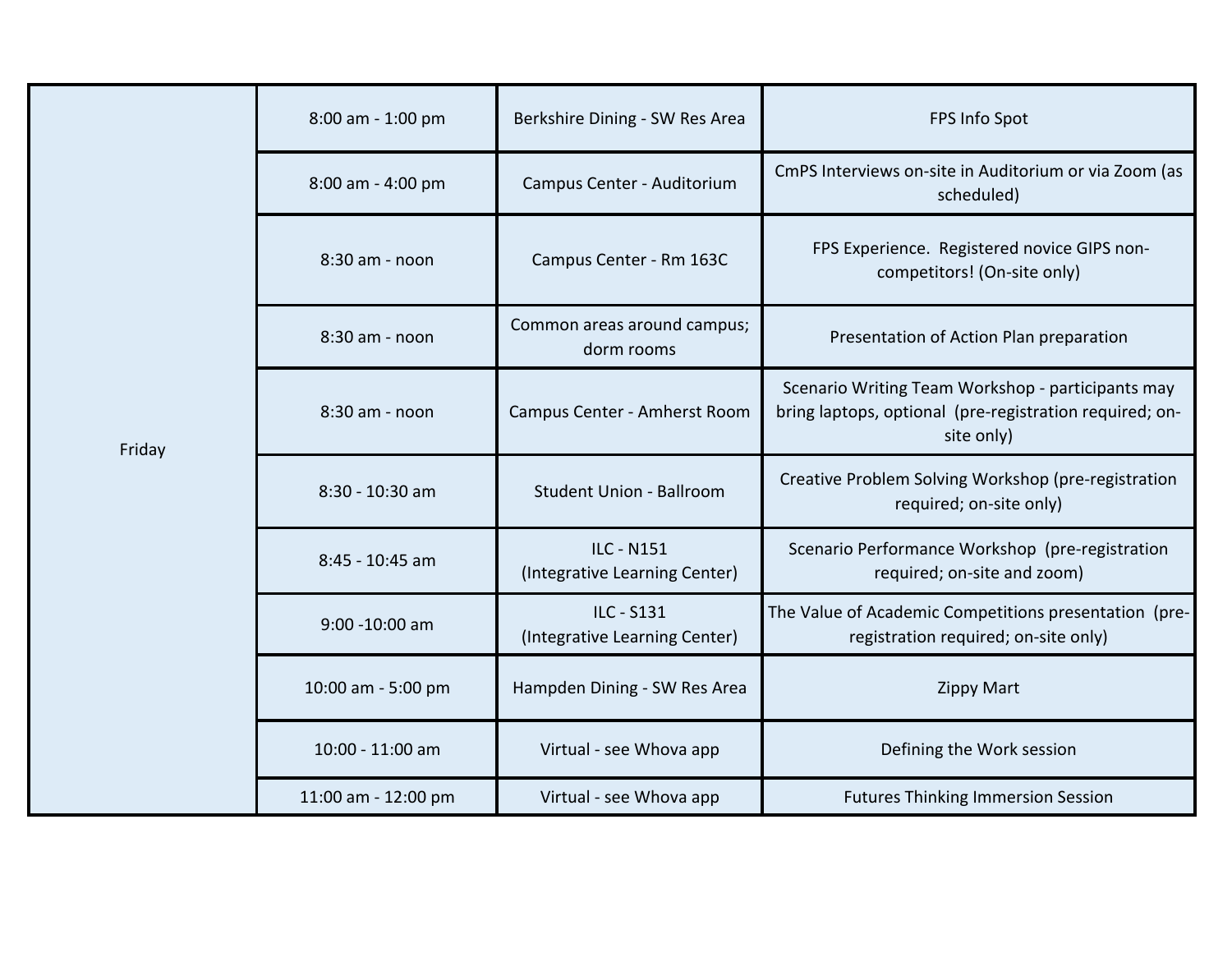| | | | |
|---|---|---|---|
| Friday | 8:00 am - 1:00 pm | Berkshire Dining - SW Res Area | FPS Info Spot |
| | 8:00 am - 4:00 pm | Campus Center - Auditorium | CmPS Interviews on-site in Auditorium or via Zoom (as scheduled) |
| | 8:30 am - noon | Campus Center - Rm 163C | FPS Experience. Registered novice GIPS non-competitors! (On-site only) |
| | 8:30 am - noon | Common areas around campus; dorm rooms | Presentation of Action Plan preparation |
| | 8:30 am - noon | Campus Center - Amherst Room | Scenario Writing Team Workshop - participants may bring laptops, optional (pre-registration required; on-site only) |
| | 8:30 - 10:30 am | Student Union - Ballroom | Creative Problem Solving Workshop (pre-registration required; on-site only) |
| | 8:45 - 10:45 am | ILC - N151 (Integrative Learning Center) | Scenario Performance Workshop (pre-registration required; on-site and zoom) |
| | 9:00 -10:00 am | ILC - S131 (Integrative Learning Center) | The Value of Academic Competitions presentation (pre-registration required; on-site only) |
| | 10:00 am - 5:00 pm | Hampden Dining - SW Res Area | Zippy Mart |
| | 10:00 - 11:00 am | Virtual - see Whova app | Defining the Work session |
| | 11:00 am - 12:00 pm | Virtual - see Whova app | Futures Thinking Immersion Session |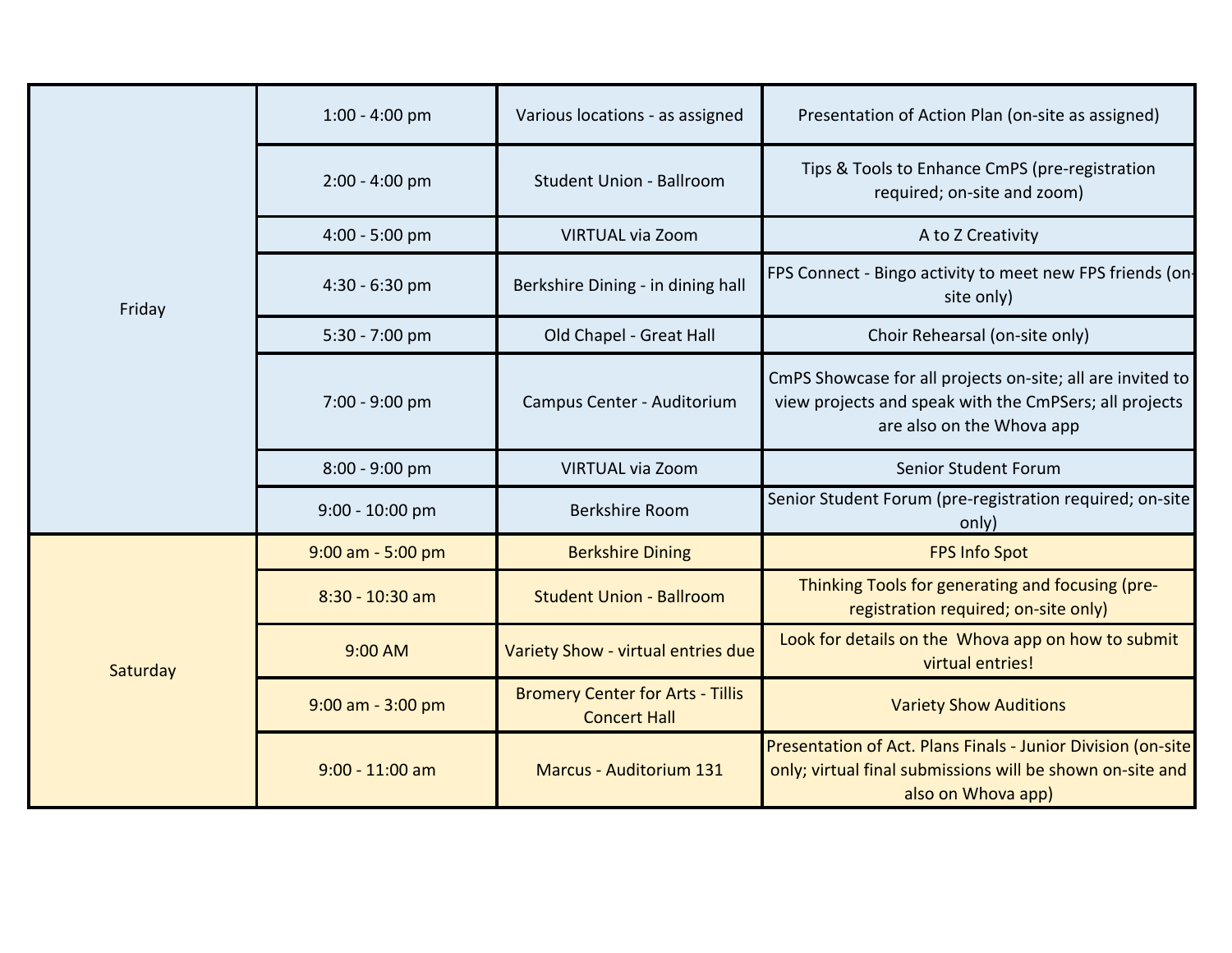| | | | |
|---|---|---|---|
| Friday | 1:00 - 4:00 pm | Various locations - as assigned | Presentation of Action Plan (on-site as assigned) |
| | 2:00 - 4:00 pm | Student Union - Ballroom | Tips & Tools to Enhance CmPS (pre-registration required; on-site and zoom) |
| | 4:00 - 5:00 pm | VIRTUAL via Zoom | A to Z Creativity |
| | 4:30 - 6:30 pm | Berkshire Dining - in dining hall | FPS Connect - Bingo activity to meet new FPS friends (on-site only) |
| | 5:30 - 7:00 pm | Old Chapel - Great Hall | Choir Rehearsal (on-site only) |
| | 7:00 - 9:00 pm | Campus Center - Auditorium | CmPS Showcase for all projects on-site; all are invited to view projects and speak with the CmPSers; all projects are also on the Whova app |
| | 8:00 - 9:00 pm | VIRTUAL via Zoom | Senior Student Forum |
| | 9:00 - 10:00 pm | Berkshire Room | Senior Student Forum (pre-registration required; on-site only) |
| Saturday | 9:00 am - 5:00 pm | Berkshire Dining | FPS Info Spot |
| | 8:30 - 10:30 am | Student Union - Ballroom | Thinking Tools for generating and focusing (pre-registration required; on-site only) |
| | 9:00 AM | Variety Show - virtual entries due | Look for details on the Whova app on how to submit virtual entries! |
| | 9:00 am - 3:00 pm | Bromery Center for Arts - Tillis Concert Hall | Variety Show Auditions |
| | 9:00 - 11:00 am | Marcus - Auditorium 131 | Presentation of Act. Plans Finals - Junior Division (on-site only; virtual final submissions will be shown on-site and also on Whova app) |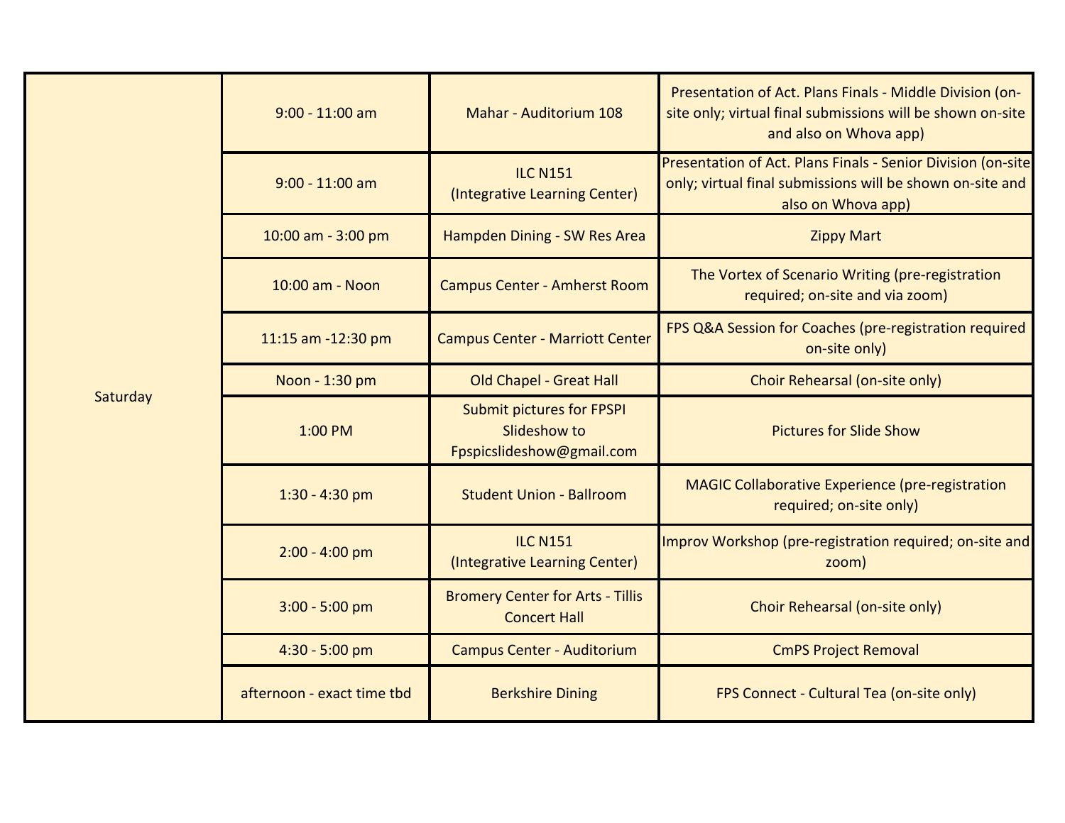| | | | |
|---|---|---|---|
| Saturday | 9:00 - 11:00 am | Mahar - Auditorium 108 | Presentation of Act. Plans Finals - Middle Division (on-site only; virtual final submissions will be shown on-site and also on Whova app) |
| | 9:00 - 11:00 am | ILC N151 (Integrative Learning Center) | Presentation of Act. Plans Finals - Senior Division (on-site only; virtual final submissions will be shown on-site and also on Whova app) |
| | 10:00 am - 3:00 pm | Hampden Dining - SW Res Area | Zippy Mart |
| | 10:00 am - Noon | Campus Center - Amherst Room | The Vortex of Scenario Writing (pre-registration required; on-site and via zoom) |
| | 11:15 am -12:30 pm | Campus Center - Marriott Center | FPS Q&A Session for Coaches (pre-registration required on-site only) |
| | Noon - 1:30 pm | Old Chapel - Great Hall | Choir Rehearsal (on-site only) |
| | 1:00 PM | Submit pictures for FPSPI Slideshow to Fpspicslideshow@gmail.com | Pictures for Slide Show |
| | 1:30 - 4:30 pm | Student Union - Ballroom | MAGIC Collaborative Experience (pre-registration required; on-site only) |
| | 2:00 - 4:00 pm | ILC N151 (Integrative Learning Center) | Improv Workshop (pre-registration required; on-site and zoom) |
| | 3:00 - 5:00 pm | Bromery Center for Arts - Tillis Concert Hall | Choir Rehearsal (on-site only) |
| | 4:30 - 5:00 pm | Campus Center - Auditorium | CmPS Project Removal |
| | afternoon - exact time tbd | Berkshire Dining | FPS Connect - Cultural Tea (on-site only) |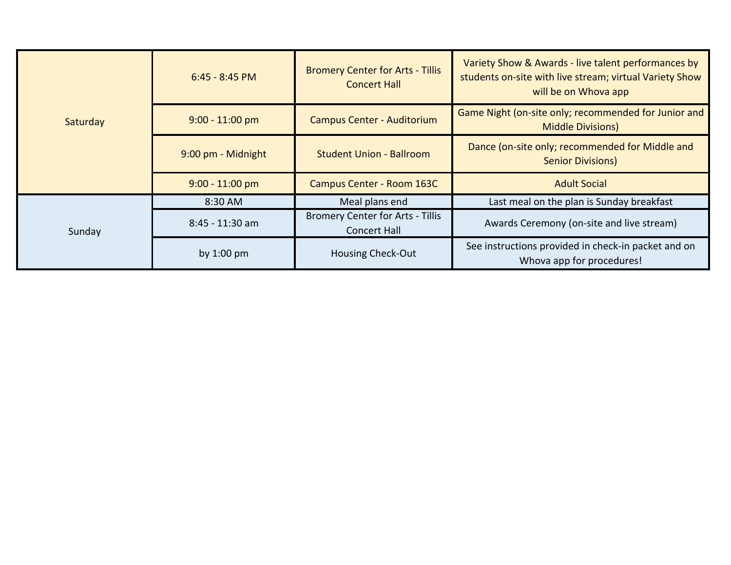| | | | |
|---|---|---|---|
| Saturday | 6:45 - 8:45 PM | Bromery Center for Arts - Tillis Concert Hall | Variety Show & Awards - live talent performances by students on-site with live stream; virtual Variety Show will be on Whova app |
| | 9:00 - 11:00 pm | Campus Center - Auditorium | Game Night (on-site only; recommended for Junior and Middle Divisions) |
| | 9:00 pm - Midnight | Student Union - Ballroom | Dance (on-site only; recommended for Middle and Senior Divisions) |
| | 9:00 - 11:00 pm | Campus Center - Room 163C | Adult Social |
| Sunday | 8:30 AM | Meal plans end | Last meal on the plan is Sunday breakfast |
| | 8:45 - 11:30 am | Bromery Center for Arts - Tillis Concert Hall | Awards Ceremony (on-site and live stream) |
| | by 1:00 pm | Housing Check-Out | See instructions provided in check-in packet and on Whova app for procedures! |